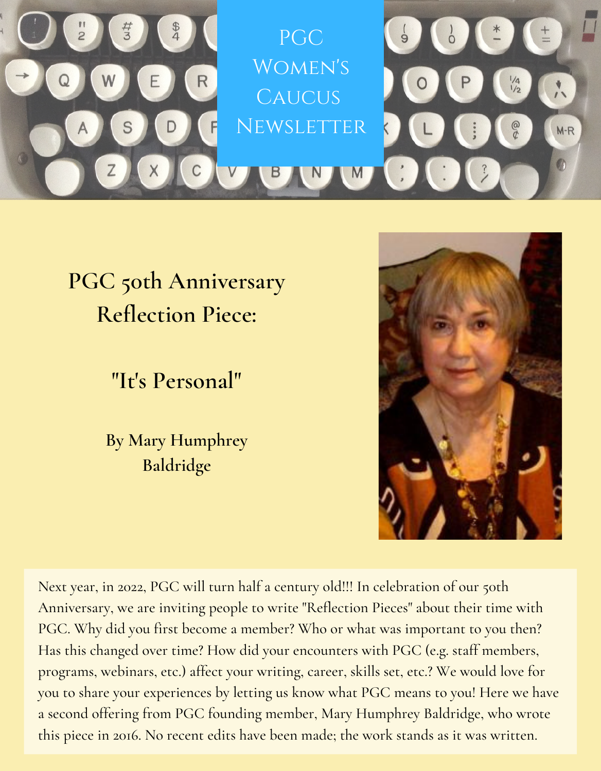# PGC Women's Caucus Newsletter

## PGC 50th Anniversary Reflection Piece:

## "It's Personal"

### By Mary Humphrey Baldridge

Next year, in 2022, PGC will turn half a century old!!! In celebration of our 50th Anniversary, we are inviting people to write "Reflection Pieces" about their time with PGC. Why did you first become a member? Who or what was important to you then? Has this changed over time? How did your encounters with PGC (e.g. staff members, programs, webinars, etc.) affect your writing, career, skills set, etc.? We would love for you to share your experiences by letting us know what PGC means to you! Here we have a second offering from PGC founding member, Mary Humphrey Baldridge, who wrote this piece in 2016. No recent edits have been made; the work stands as it was written.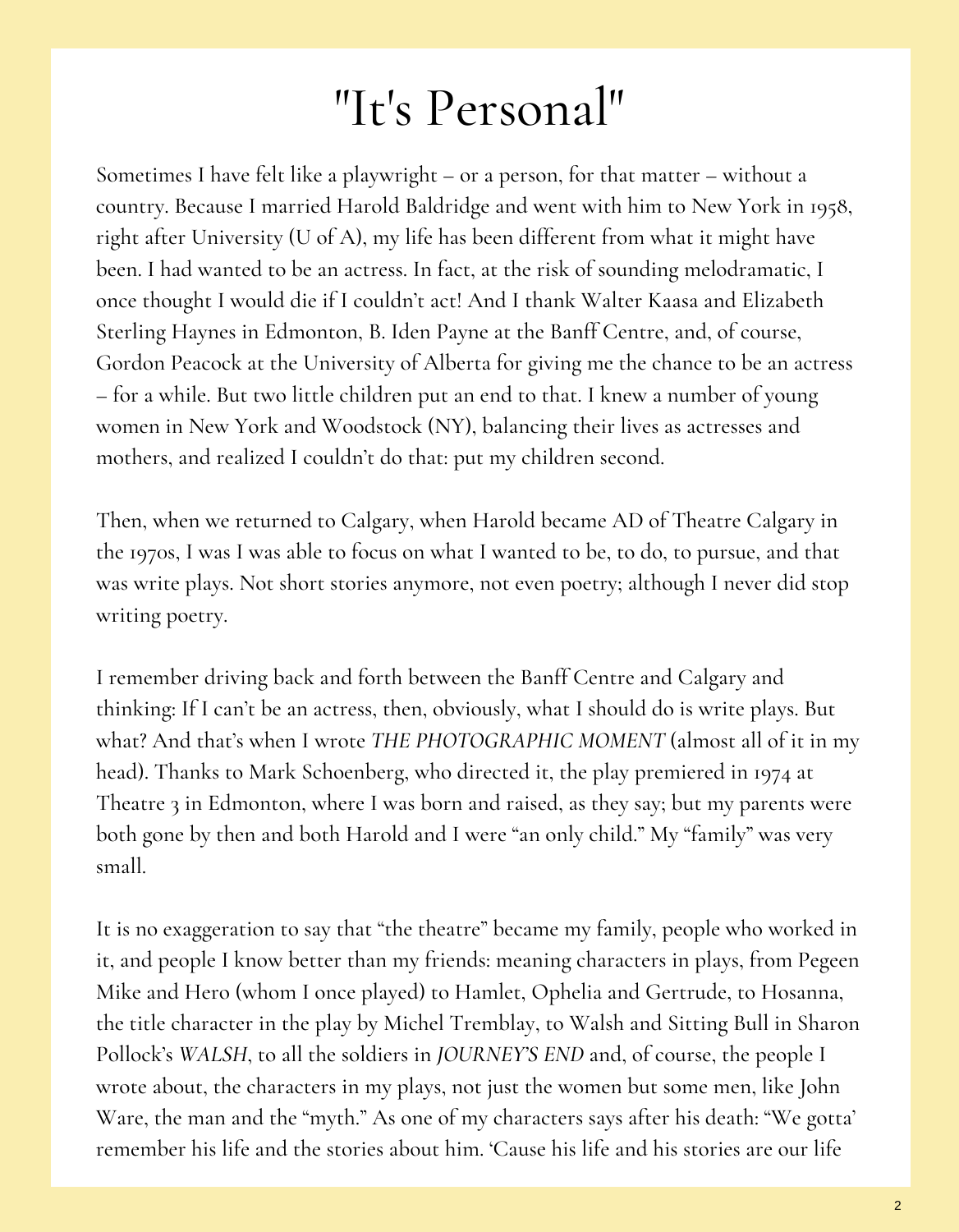# "It's Personal"

Sometimes I have felt like a playwright – or a person, for that matter – without a country. Because I married Harold Baldridge and went with him to New York in 1958, right after University (U of A), my life has been different from what it might have been. I had wanted to be an actress. In fact, at the risk of sounding melodramatic, I once thought I would die if I couldn't act! And I thank Walter Kaasa and Elizabeth Sterling Haynes in Edmonton, B. Iden Payne at the Banff Centre, and, of course, Gordon Peacock at the University of Alberta for giving me the chance to be an actress – for a while. But two little children put an end to that. I knew a number of young women in New York and Woodstock (NY), balancing their lives as actresses and mothers, and realized I couldn't do that: put my children second.

Then, when we returned to Calgary, when Harold became AD of Theatre Calgary in the 1970s, I was I was able to focus on what I wanted to be, to do, to pursue, and that was write plays. Not short stories anymore, not even poetry; although I never did stop writing poetry.

I remember driving back and forth between the Banff Centre and Calgary and thinking: If I can't be an actress, then, obviously, what I should do is write plays. But what? And that's when I wrote *THE PHOTOGRAPHIC MOMENT* (almost all of it in my head). Thanks to Mark Schoenberg, who directed it, the play premiered in 1974 at Theatre 3 in Edmonton, where I was born and raised, as they say; but my parents were both gone by then and both Harold and I were "an only child." My "family" was very small.

It is no exaggeration to say that "the theatre" became my family, people who worked in it, and people I know better than my friends: meaning characters in plays, from Pegeen Mike and Hero (whom I once played) to Hamlet, Ophelia and Gertrude, to Hosanna, the title character in the play by Michel Tremblay, to Walsh and Sitting Bull in Sharon Pollock's *WALSH*, to all the soldiers in *JOURNEY'S END* and, of course, the people I wrote about, the characters in my plays, not just the women but some men, like John Ware, the man and the "myth." As one of my characters says after his death: "We gotta' remember his life and the stories about him. 'Cause his life and his stories are our life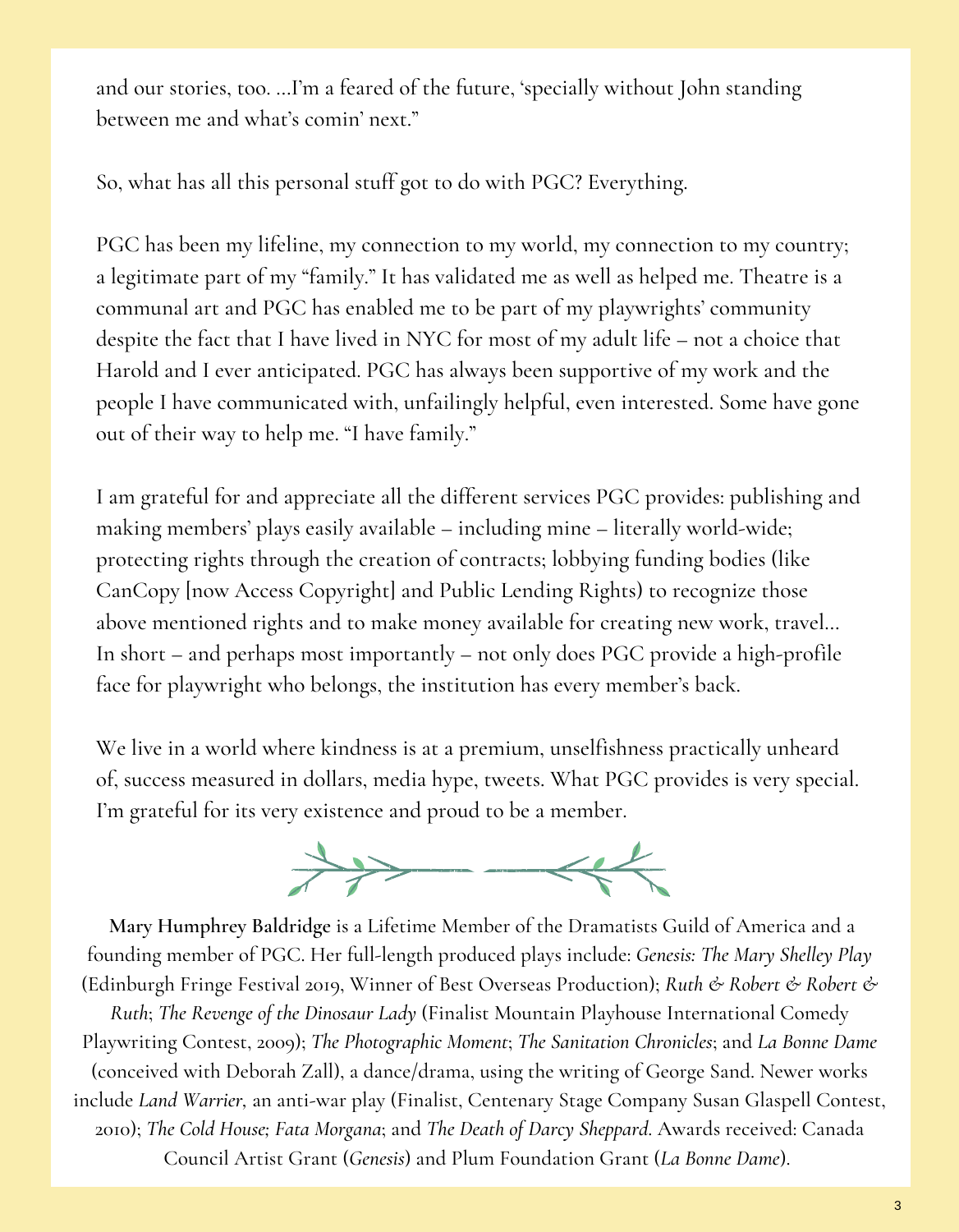and our stories, too. …I'm a feared of the future, 'specially without John standing between me and what's comin' next."

So, what has all this personal stuff got to do with PGC? Everything.

PGC has been my lifeline, my connection to my world, my connection to my country; a legitimate part of my "family." It has validated me as well as helped me. Theatre is a communal art and PGC has enabled me to be part of my playwrights' community despite the fact that I have lived in NYC for most of my adult life – not a choice that Harold and I ever anticipated. PGC has always been supportive of my work and the people I have communicated with, unfailingly helpful, even interested. Some have gone out of their way to help me. "I have family."

I am grateful for and appreciate all the different services PGC provides: publishing and making members' plays easily available – including mine – literally world-wide; protecting rights through the creation of contracts; lobbying funding bodies (like CanCopy [now Access Copyright] and Public Lending Rights) to recognize those above mentioned rights and to make money available for creating new work, travel… In short – and perhaps most importantly – not only does PGC provide a high-profile face for playwright who belongs, the institution has every member's back.

We live in a world where kindness is at a premium, unselfishness practically unheard of, success measured in dollars, media hype, tweets. What PGC provides is very special. I'm grateful for its very existence and proud to be a member.

**Mary Humphrey Baldridge** is a Lifetime Member of the Dramatists Guild of America and a founding member of PGC. Her full-length produced plays include: *Genesis: The Mary Shelley Play* (Edinburgh Fringe Festival 2019, Winner of Best Overseas Production); *Ruth & Robert & Robert & Ruth*; *The Revenge of the Dinosaur Lady* (Finalist Mountain Playhouse International Comedy Playwriting Contest, 2009); *The Photographic Moment*; *The Sanitation Chronicles*; and *La Bonne Dame* (conceived with Deborah Zall), a dance/drama, using the writing of George Sand. Newer works include *Land Warrier*, an anti-war play (Finalist, Centenary Stage Company Susan Glaspell Contest, 2010); *The Cold House; Fata Morgana*; and *The Death of Darcy Sheppard*. Awards received: Canada Council Artist Grant (*Genesis*) and Plum Foundation Grant (*La Bonne Dame*).